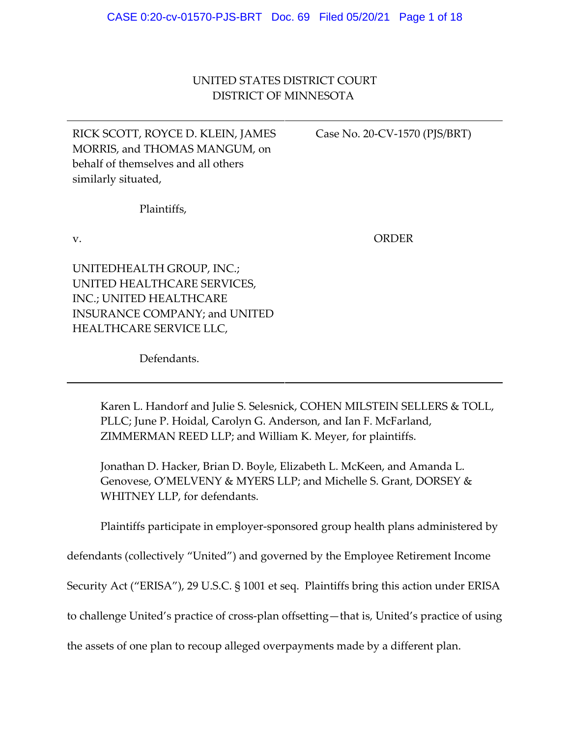UNITED STATES DISTRICT COURT
DISTRICT OF MINNESOTA

| | |
|---|---|
| RICK SCOTT, ROYCE D. KLEIN, JAMES MORRIS, and THOMAS MANGUM, on behalf of themselves and all others similarly situated,<br><br>Plaintiffs,<br><br>v.<br><br>UNITEDHEALTH GROUP, INC.; UNITED HEALTHCARE SERVICES, INC.; UNITED HEALTHCARE INSURANCE COMPANY; and UNITED HEALTHCARE SERVICE LLC,<br><br>Defendants. | Case No. 20-CV-1570 (PJS/BRT)<br><br>ORDER |

Karen L. Handorf and Julie S. Selesnick, COHEN MILSTEIN SELLERS & TOLL, PLLC; June P. Hoidal, Carolyn G. Anderson, and Ian F. McFarland, ZIMMERMAN REED LLP; and William K. Meyer, for plaintiffs.

Jonathan D. Hacker, Brian D. Boyle, Elizabeth L. McKeen, and Amanda L. Genovese, O'MELVENY & MYERS LLP; and Michelle S. Grant, DORSEY & WHITNEY LLP, for defendants.

Plaintiffs participate in employer-sponsored group health plans administered by defendants (collectively "United") and governed by the Employee Retirement Income Security Act ("ERISA"), 29 U.S.C. § 1001 et seq. Plaintiffs bring this action under ERISA to challenge United's practice of cross-plan offsetting—that is, United's practice of using the assets of one plan to recoup alleged overpayments made by a different plan.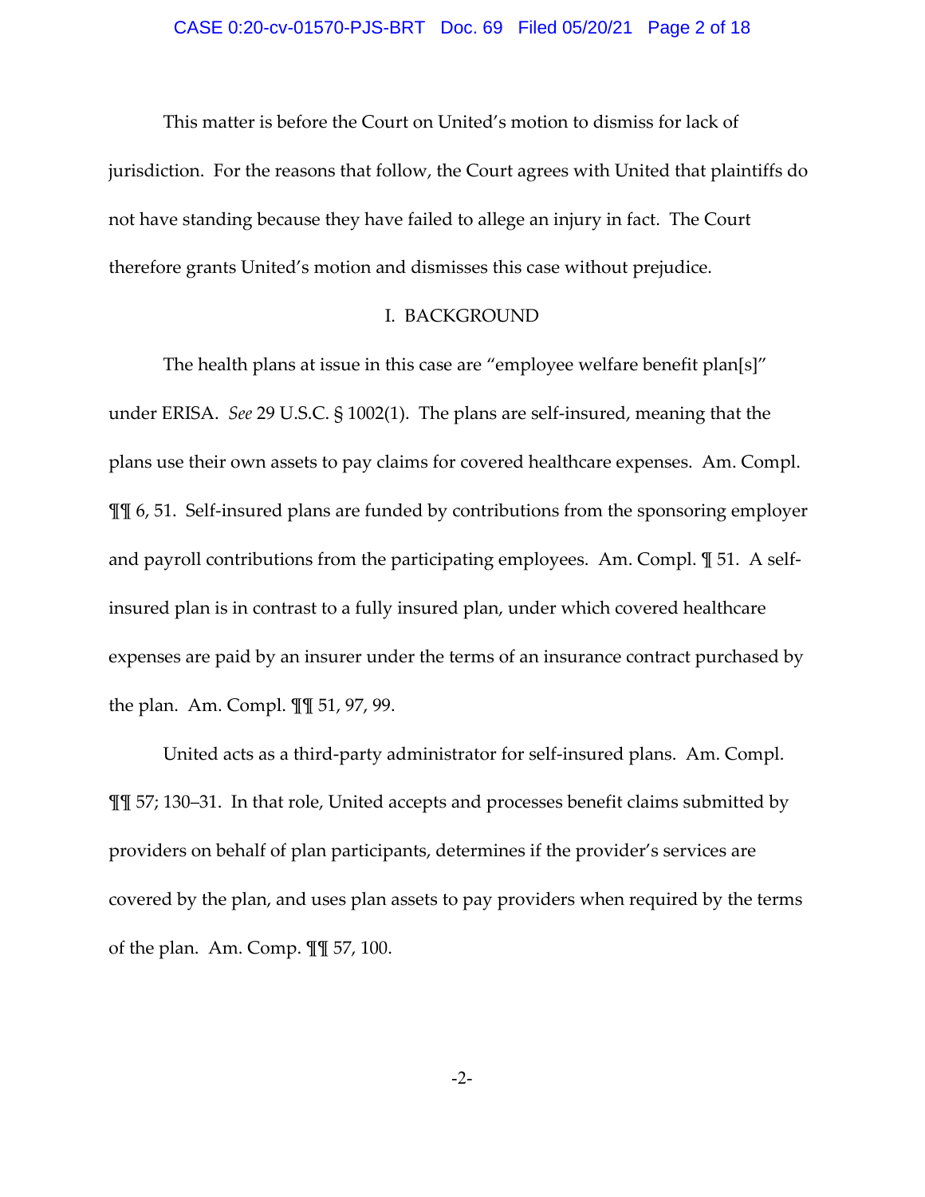This matter is before the Court on United's motion to dismiss for lack of jurisdiction. For the reasons that follow, the Court agrees with United that plaintiffs do not have standing because they have failed to allege an injury in fact. The Court therefore grants United's motion and dismisses this case without prejudice.

## I. BACKGROUND

The health plans at issue in this case are "employee welfare benefit plan[s]" under ERISA. *See* 29 U.S.C. § 1002(1). The plans are self-insured, meaning that the plans use their own assets to pay claims for covered healthcare expenses. Am. Compl. ¶¶ 6, 51. Self-insured plans are funded by contributions from the sponsoring employer and payroll contributions from the participating employees. Am. Compl. ¶ 51. A self-insured plan is in contrast to a fully insured plan, under which covered healthcare expenses are paid by an insurer under the terms of an insurance contract purchased by the plan. Am. Compl. ¶¶ 51, 97, 99.

United acts as a third-party administrator for self-insured plans. Am. Compl. ¶¶ 57; 130–31. In that role, United accepts and processes benefit claims submitted by providers on behalf of plan participants, determines if the provider's services are covered by the plan, and uses plan assets to pay providers when required by the terms of the plan. Am. Comp. ¶¶ 57, 100.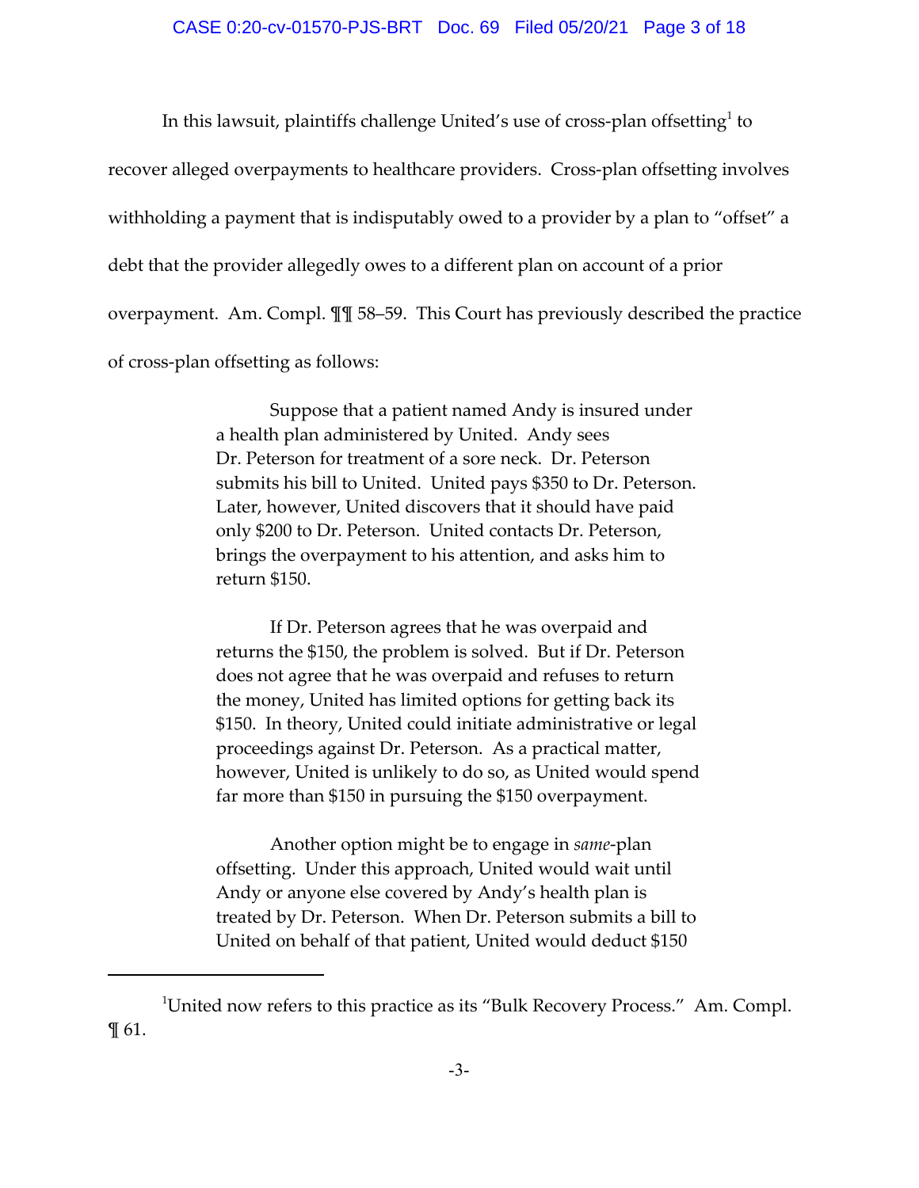In this lawsuit, plaintiffs challenge United's use of cross-plan offsetting[1] to recover alleged overpayments to healthcare providers. Cross-plan offsetting involves withholding a payment that is indisputably owed to a provider by a plan to "offset" a debt that the provider allegedly owes to a different plan on account of a prior overpayment. Am. Compl. ¶¶ 58–59. This Court has previously described the practice of cross-plan offsetting as follows:

> Suppose that a patient named Andy is insured under a health plan administered by United. Andy sees Dr. Peterson for treatment of a sore neck. Dr. Peterson submits his bill to United. United pays $350 to Dr. Peterson. Later, however, United discovers that it should have paid only $200 to Dr. Peterson. United contacts Dr. Peterson, brings the overpayment to his attention, and asks him to return $150.
>
> If Dr. Peterson agrees that he was overpaid and returns the $150, the problem is solved. But if Dr. Peterson does not agree that he was overpaid and refuses to return the money, United has limited options for getting back its $150. In theory, United could initiate administrative or legal proceedings against Dr. Peterson. As a practical matter, however, United is unlikely to do so, as United would spend far more than $150 in pursuing the $150 overpayment.
>
> Another option might be to engage in *same*-plan offsetting. Under this approach, United would wait until Andy or anyone else covered by Andy's health plan is treated by Dr. Peterson. When Dr. Peterson submits a bill to United on behalf of that patient, United would deduct $150

[1] United now refers to this practice as its "Bulk Recovery Process." Am. Compl. ¶ 61.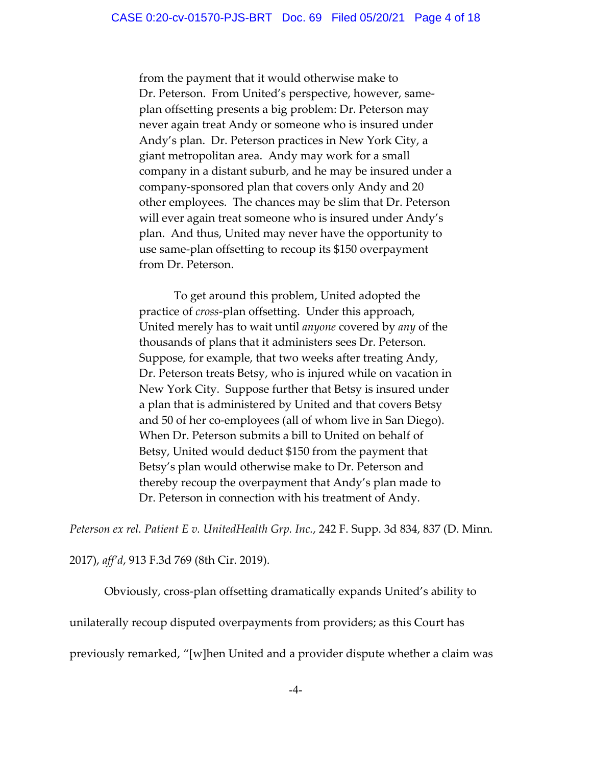> from the payment that it would otherwise make to Dr. Peterson. From United's perspective, however, same-plan offsetting presents a big problem: Dr. Peterson may never again treat Andy or someone who is insured under Andy's plan. Dr. Peterson practices in New York City, a giant metropolitan area. Andy may work for a small company in a distant suburb, and he may be insured under a company-sponsored plan that covers only Andy and 20 other employees. The chances may be slim that Dr. Peterson will ever again treat someone who is insured under Andy's plan. And thus, United may never have the opportunity to use same-plan offsetting to recoup its $150 overpayment from Dr. Peterson.
>
> To get around this problem, United adopted the practice of *cross*-plan offsetting. Under this approach, United merely has to wait until *anyone* covered by *any* of the thousands of plans that it administers sees Dr. Peterson. Suppose, for example, that two weeks after treating Andy, Dr. Peterson treats Betsy, who is injured while on vacation in New York City. Suppose further that Betsy is insured under a plan that is administered by United and that covers Betsy and 50 of her co-employees (all of whom live in San Diego). When Dr. Peterson submits a bill to United on behalf of Betsy, United would deduct $150 from the payment that Betsy's plan would otherwise make to Dr. Peterson and thereby recoup the overpayment that Andy's plan made to Dr. Peterson in connection with his treatment of Andy.

*Peterson ex rel. Patient E v. UnitedHealth Grp. Inc.*, 242 F. Supp. 3d 834, 837 (D. Minn. 2017), *aff'd*, 913 F.3d 769 (8th Cir. 2019).

Obviously, cross-plan offsetting dramatically expands United's ability to unilaterally recoup disputed overpayments from providers; as this Court has previously remarked, "[w]hen United and a provider dispute whether a claim was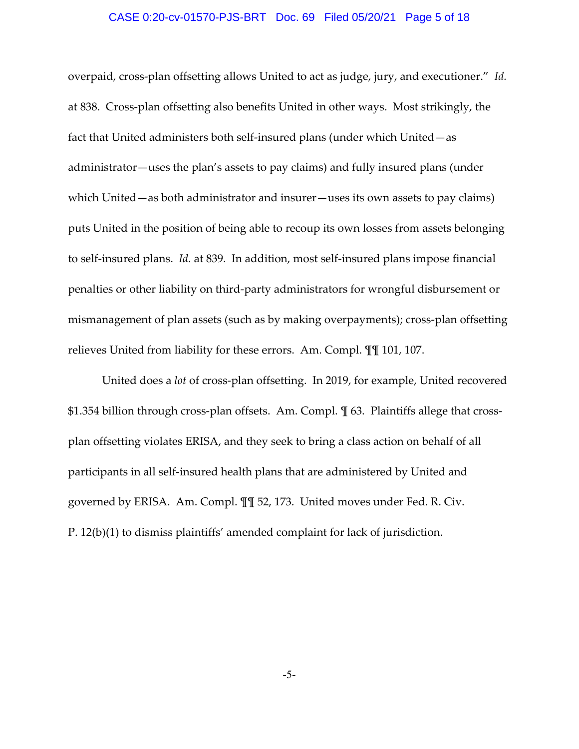overpaid, cross-plan offsetting allows United to act as judge, jury, and executioner." *Id.* at 838. Cross-plan offsetting also benefits United in other ways. Most strikingly, the fact that United administers both self-insured plans (under which United—as administrator—uses the plan's assets to pay claims) and fully insured plans (under which United—as both administrator and insurer—uses its own assets to pay claims) puts United in the position of being able to recoup its own losses from assets belonging to self-insured plans. *Id.* at 839. In addition, most self-insured plans impose financial penalties or other liability on third-party administrators for wrongful disbursement or mismanagement of plan assets (such as by making overpayments); cross-plan offsetting relieves United from liability for these errors. Am. Compl. ¶¶ 101, 107.

United does a *lot* of cross-plan offsetting. In 2019, for example, United recovered $1.354 billion through cross-plan offsets. Am. Compl. ¶ 63. Plaintiffs allege that cross-plan offsetting violates ERISA, and they seek to bring a class action on behalf of all participants in all self-insured health plans that are administered by United and governed by ERISA. Am. Compl. ¶¶ 52, 173. United moves under Fed. R. Civ. P. 12(b)(1) to dismiss plaintiffs' amended complaint for lack of jurisdiction.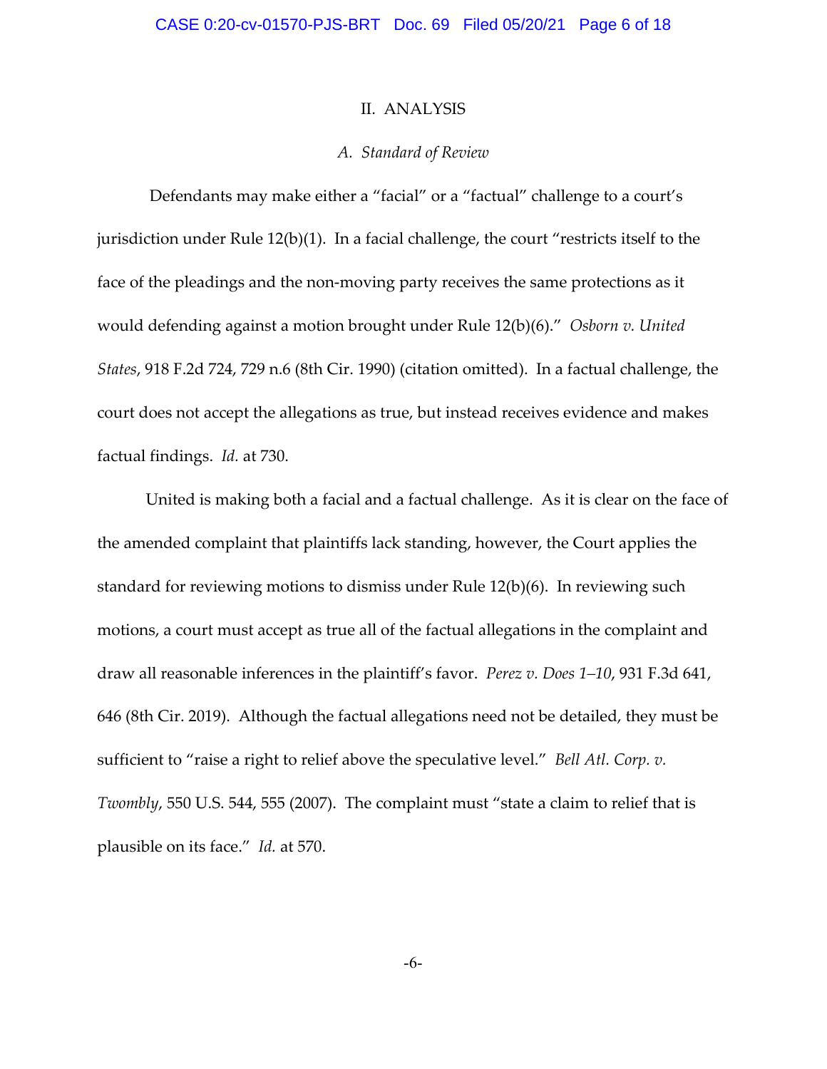## II. ANALYSIS

### *A. Standard of Review*

Defendants may make either a "facial" or a "factual" challenge to a court's jurisdiction under Rule 12(b)(1). In a facial challenge, the court "restricts itself to the face of the pleadings and the non-moving party receives the same protections as it would defending against a motion brought under Rule 12(b)(6)." *Osborn v. United States*, 918 F.2d 724, 729 n.6 (8th Cir. 1990) (citation omitted). In a factual challenge, the court does not accept the allegations as true, but instead receives evidence and makes factual findings. *Id.* at 730.

United is making both a facial and a factual challenge. As it is clear on the face of the amended complaint that plaintiffs lack standing, however, the Court applies the standard for reviewing motions to dismiss under Rule 12(b)(6). In reviewing such motions, a court must accept as true all of the factual allegations in the complaint and draw all reasonable inferences in the plaintiff's favor. *Perez v. Does 1–10*, 931 F.3d 641, 646 (8th Cir. 2019). Although the factual allegations need not be detailed, they must be sufficient to "raise a right to relief above the speculative level." *Bell Atl. Corp. v. Twombly*, 550 U.S. 544, 555 (2007). The complaint must "state a claim to relief that is plausible on its face." *Id.* at 570.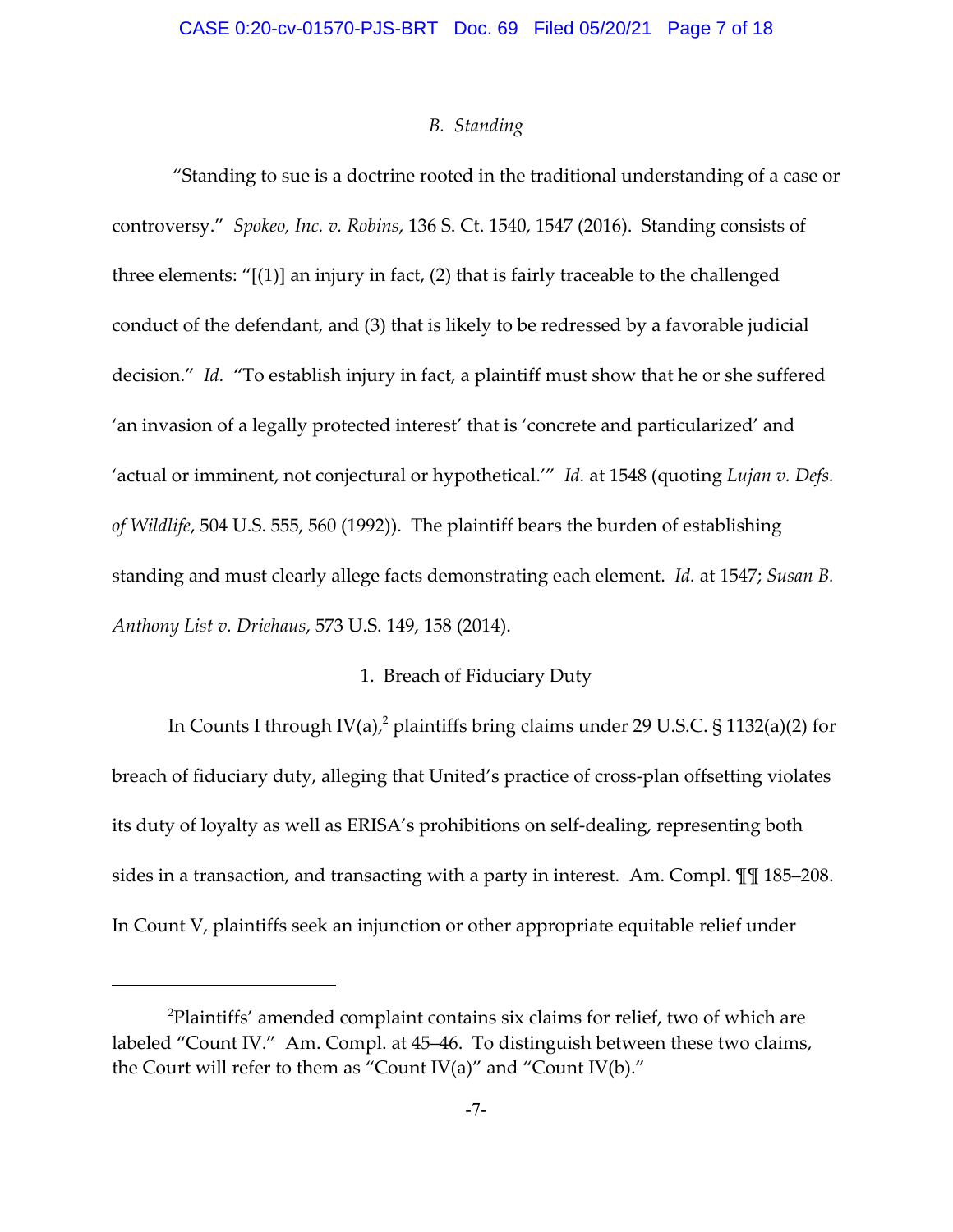### *B. Standing*

"Standing to sue is a doctrine rooted in the traditional understanding of a case or controversy." *Spokeo, Inc. v. Robins*, 136 S. Ct. 1540, 1547 (2016). Standing consists of three elements: "[(1)] an injury in fact, (2) that is fairly traceable to the challenged conduct of the defendant, and (3) that is likely to be redressed by a favorable judicial decision." *Id.* "To establish injury in fact, a plaintiff must show that he or she suffered 'an invasion of a legally protected interest' that is 'concrete and particularized' and 'actual or imminent, not conjectural or hypothetical.'" *Id.* at 1548 (quoting *Lujan v. Defs. of Wildlife*, 504 U.S. 555, 560 (1992)). The plaintiff bears the burden of establishing standing and must clearly allege facts demonstrating each element. *Id.* at 1547; *Susan B. Anthony List v. Driehaus*, 573 U.S. 149, 158 (2014).

#### 1. Breach of Fiduciary Duty

In Counts I through IV(a),[2] plaintiffs bring claims under 29 U.S.C. § 1132(a)(2) for breach of fiduciary duty, alleging that United's practice of cross-plan offsetting violates its duty of loyalty as well as ERISA's prohibitions on self-dealing, representing both sides in a transaction, and transacting with a party in interest. Am. Compl. ¶¶ 185–208. In Count V, plaintiffs seek an injunction or other appropriate equitable relief under

[2]Plaintiffs' amended complaint contains six claims for relief, two of which are labeled "Count IV." Am. Compl. at 45–46. To distinguish between these two claims, the Court will refer to them as "Count IV(a)" and "Count IV(b)."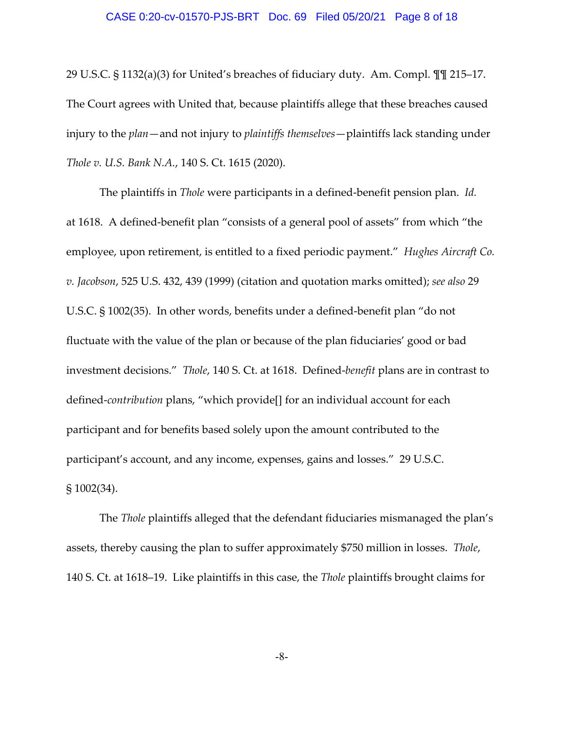29 U.S.C. § 1132(a)(3) for United's breaches of fiduciary duty. Am. Compl. ¶¶ 215–17. The Court agrees with United that, because plaintiffs allege that these breaches caused injury to the *plan*—and not injury to *plaintiffs themselves*—plaintiffs lack standing under *Thole v. U.S. Bank N.A.*, 140 S. Ct. 1615 (2020).

The plaintiffs in *Thole* were participants in a defined-benefit pension plan. *Id.* at 1618. A defined-benefit plan "consists of a general pool of assets" from which "the employee, upon retirement, is entitled to a fixed periodic payment." *Hughes Aircraft Co. v. Jacobson*, 525 U.S. 432, 439 (1999) (citation and quotation marks omitted); *see also* 29 U.S.C. § 1002(35). In other words, benefits under a defined-benefit plan "do not fluctuate with the value of the plan or because of the plan fiduciaries' good or bad investment decisions." *Thole*, 140 S. Ct. at 1618. Defined-*benefit* plans are in contrast to defined-*contribution* plans, "which provide[] for an individual account for each participant and for benefits based solely upon the amount contributed to the participant's account, and any income, expenses, gains and losses." 29 U.S.C. § 1002(34).

The *Thole* plaintiffs alleged that the defendant fiduciaries mismanaged the plan's assets, thereby causing the plan to suffer approximately $750 million in losses. *Thole*, 140 S. Ct. at 1618–19. Like plaintiffs in this case, the *Thole* plaintiffs brought claims for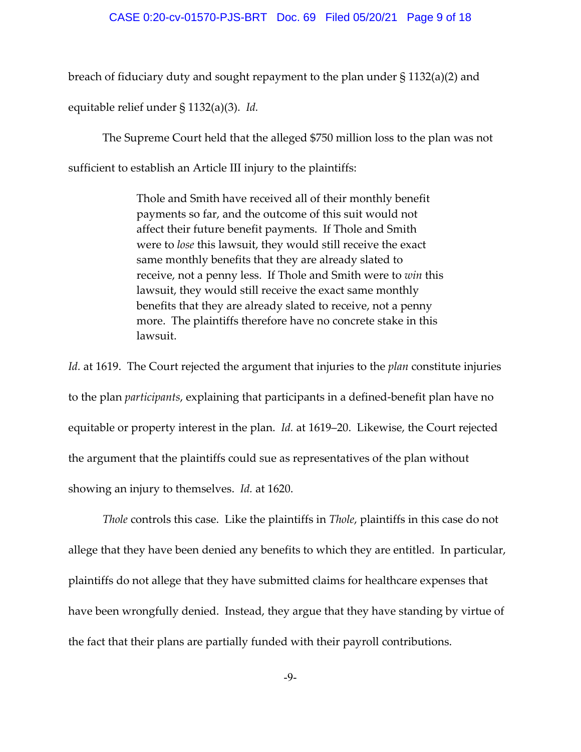breach of fiduciary duty and sought repayment to the plan under § 1132(a)(2) and equitable relief under § 1132(a)(3). *Id.*

The Supreme Court held that the alleged $750 million loss to the plan was not sufficient to establish an Article III injury to the plaintiffs:

> Thole and Smith have received all of their monthly benefit payments so far, and the outcome of this suit would not affect their future benefit payments. If Thole and Smith were to *lose* this lawsuit, they would still receive the exact same monthly benefits that they are already slated to receive, not a penny less. If Thole and Smith were to *win* this lawsuit, they would still receive the exact same monthly benefits that they are already slated to receive, not a penny more. The plaintiffs therefore have no concrete stake in this lawsuit.

*Id.* at 1619. The Court rejected the argument that injuries to the *plan* constitute injuries to the plan *participants*, explaining that participants in a defined-benefit plan have no equitable or property interest in the plan. *Id.* at 1619–20. Likewise, the Court rejected the argument that the plaintiffs could sue as representatives of the plan without showing an injury to themselves. *Id.* at 1620.

*Thole* controls this case. Like the plaintiffs in *Thole*, plaintiffs in this case do not allege that they have been denied any benefits to which they are entitled. In particular, plaintiffs do not allege that they have submitted claims for healthcare expenses that have been wrongfully denied. Instead, they argue that they have standing by virtue of the fact that their plans are partially funded with their payroll contributions.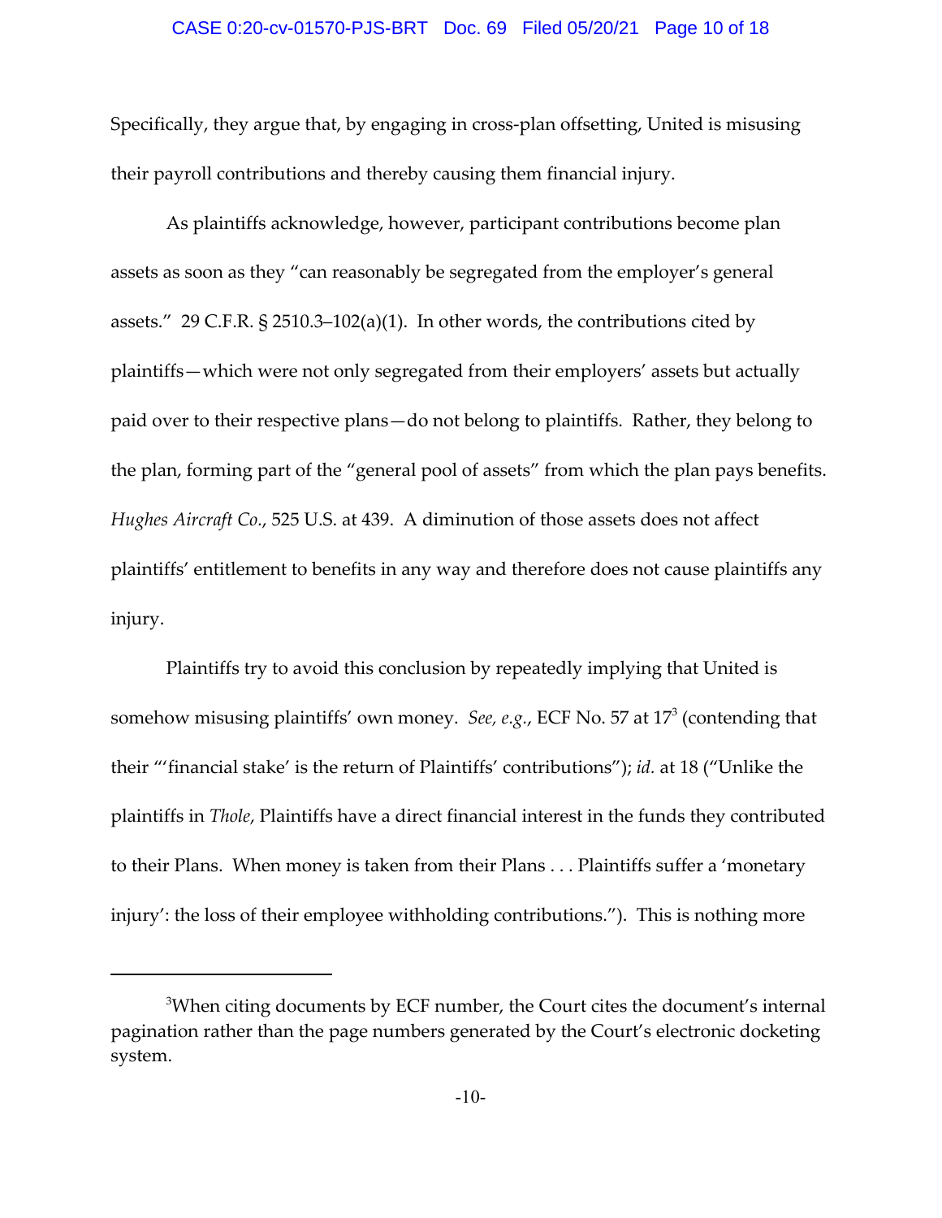Specifically, they argue that, by engaging in cross-plan offsetting, United is misusing their payroll contributions and thereby causing them financial injury.

As plaintiffs acknowledge, however, participant contributions become plan assets as soon as they "can reasonably be segregated from the employer's general assets." 29 C.F.R. § 2510.3–102(a)(1). In other words, the contributions cited by plaintiffs—which were not only segregated from their employers' assets but actually paid over to their respective plans—do not belong to plaintiffs. Rather, they belong to the plan, forming part of the "general pool of assets" from which the plan pays benefits. *Hughes Aircraft Co.*, 525 U.S. at 439. A diminution of those assets does not affect plaintiffs' entitlement to benefits in any way and therefore does not cause plaintiffs any injury.

Plaintiffs try to avoid this conclusion by repeatedly implying that United is somehow misusing plaintiffs' own money. *See, e.g.*, ECF No. 57 at 17[3] (contending that their "'financial stake' is the return of Plaintiffs' contributions"); *id.* at 18 ("Unlike the plaintiffs in *Thole*, Plaintiffs have a direct financial interest in the funds they contributed to their Plans. When money is taken from their Plans . . . Plaintiffs suffer a 'monetary injury': the loss of their employee withholding contributions."). This is nothing more

---

[3]When citing documents by ECF number, the Court cites the document's internal pagination rather than the page numbers generated by the Court's electronic docketing system.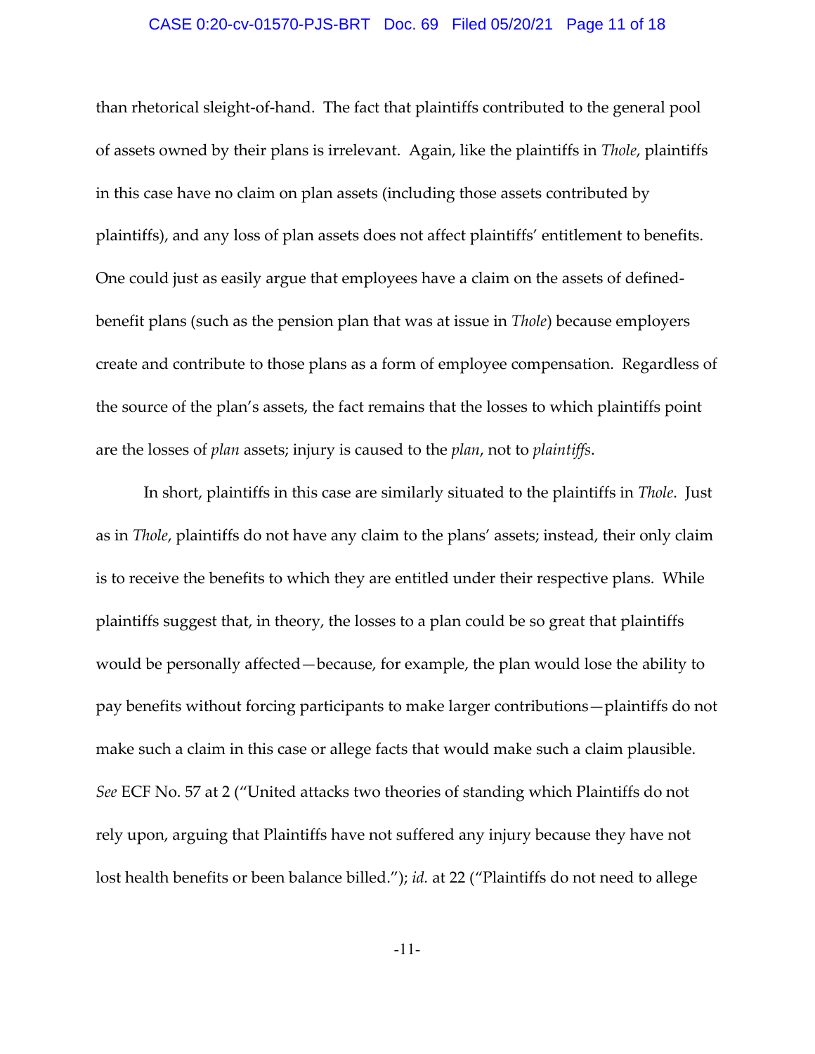than rhetorical sleight-of-hand. The fact that plaintiffs contributed to the general pool of assets owned by their plans is irrelevant. Again, like the plaintiffs in *Thole*, plaintiffs in this case have no claim on plan assets (including those assets contributed by plaintiffs), and any loss of plan assets does not affect plaintiffs' entitlement to benefits. One could just as easily argue that employees have a claim on the assets of defined-benefit plans (such as the pension plan that was at issue in *Thole*) because employers create and contribute to those plans as a form of employee compensation. Regardless of the source of the plan's assets, the fact remains that the losses to which plaintiffs point are the losses of *plan* assets; injury is caused to the *plan*, not to *plaintiffs*.

In short, plaintiffs in this case are similarly situated to the plaintiffs in *Thole*. Just as in *Thole*, plaintiffs do not have any claim to the plans' assets; instead, their only claim is to receive the benefits to which they are entitled under their respective plans. While plaintiffs suggest that, in theory, the losses to a plan could be so great that plaintiffs would be personally affected—because, for example, the plan would lose the ability to pay benefits without forcing participants to make larger contributions—plaintiffs do not make such a claim in this case or allege facts that would make such a claim plausible. *See* ECF No. 57 at 2 ("United attacks two theories of standing which Plaintiffs do not rely upon, arguing that Plaintiffs have not suffered any injury because they have not lost health benefits or been balance billed."); *id.* at 22 ("Plaintiffs do not need to allege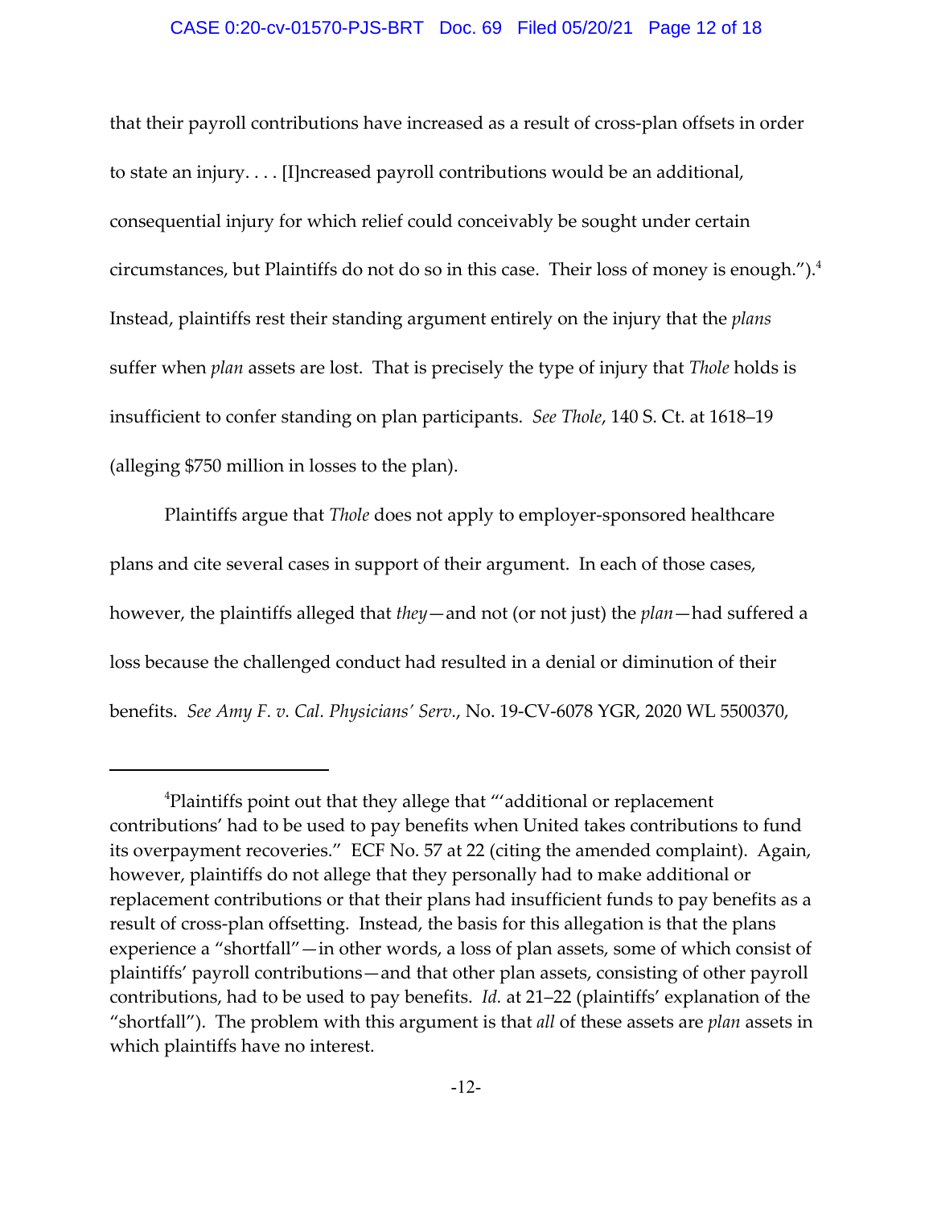that their payroll contributions have increased as a result of cross-plan offsets in order to state an injury. . . . [I]ncreased payroll contributions would be an additional, consequential injury for which relief could conceivably be sought under certain circumstances, but Plaintiffs do not do so in this case. Their loss of money is enough.").[4] Instead, plaintiffs rest their standing argument entirely on the injury that the *plans* suffer when *plan* assets are lost. That is precisely the type of injury that *Thole* holds is insufficient to confer standing on plan participants. *See Thole*, 140 S. Ct. at 1618–19 (alleging $750 million in losses to the plan).

Plaintiffs argue that *Thole* does not apply to employer-sponsored healthcare plans and cite several cases in support of their argument. In each of those cases, however, the plaintiffs alleged that *they*—and not (or not just) the *plan*—had suffered a loss because the challenged conduct had resulted in a denial or diminution of their benefits. *See Amy F. v. Cal. Physicians' Serv.*, No. 19-CV-6078 YGR, 2020 WL 5500370,

---

[4]Plaintiffs point out that they allege that "'additional or replacement contributions' had to be used to pay benefits when United takes contributions to fund its overpayment recoveries." ECF No. 57 at 22 (citing the amended complaint). Again, however, plaintiffs do not allege that they personally had to make additional or replacement contributions or that their plans had insufficient funds to pay benefits as a result of cross-plan offsetting. Instead, the basis for this allegation is that the plans experience a "shortfall"—in other words, a loss of plan assets, some of which consist of plaintiffs' payroll contributions—and that other plan assets, consisting of other payroll contributions, had to be used to pay benefits. *Id.* at 21–22 (plaintiffs' explanation of the "shortfall"). The problem with this argument is that *all* of these assets are *plan* assets in which plaintiffs have no interest.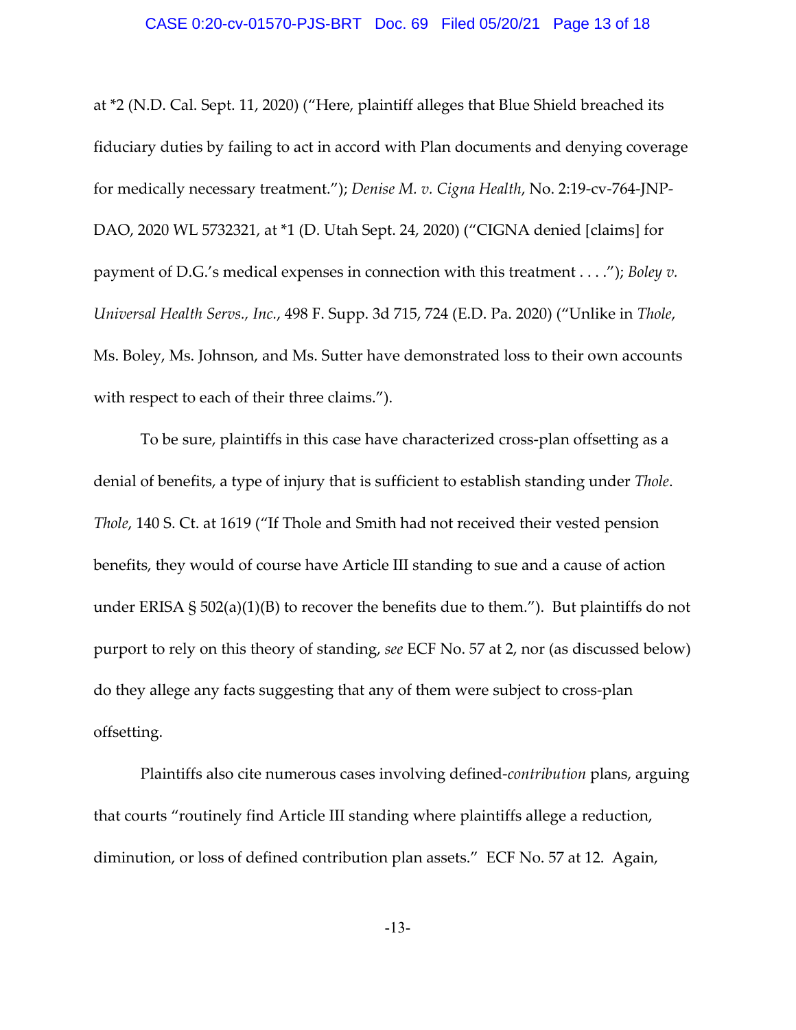at *2 (N.D. Cal. Sept. 11, 2020) ("Here, plaintiff alleges that Blue Shield breached its fiduciary duties by failing to act in accord with Plan documents and denying coverage for medically necessary treatment."); *Denise M. v. Cigna Health*, No. 2:19-cv-764-JNP-DAO, 2020 WL 5732321, at *1 (D. Utah Sept. 24, 2020) ("CIGNA denied [claims] for payment of D.G.'s medical expenses in connection with this treatment . . . ."); *Boley v. Universal Health Servs., Inc.*, 498 F. Supp. 3d 715, 724 (E.D. Pa. 2020) ("Unlike in *Thole*, Ms. Boley, Ms. Johnson, and Ms. Sutter have demonstrated loss to their own accounts with respect to each of their three claims.").

To be sure, plaintiffs in this case have characterized cross-plan offsetting as a denial of benefits, a type of injury that is sufficient to establish standing under *Thole*. *Thole*, 140 S. Ct. at 1619 ("If Thole and Smith had not received their vested pension benefits, they would of course have Article III standing to sue and a cause of action under ERISA § 502(a)(1)(B) to recover the benefits due to them."). But plaintiffs do not purport to rely on this theory of standing, *see* ECF No. 57 at 2, nor (as discussed below) do they allege any facts suggesting that any of them were subject to cross-plan offsetting.

Plaintiffs also cite numerous cases involving defined-*contribution* plans, arguing that courts "routinely find Article III standing where plaintiffs allege a reduction, diminution, or loss of defined contribution plan assets." ECF No. 57 at 12. Again,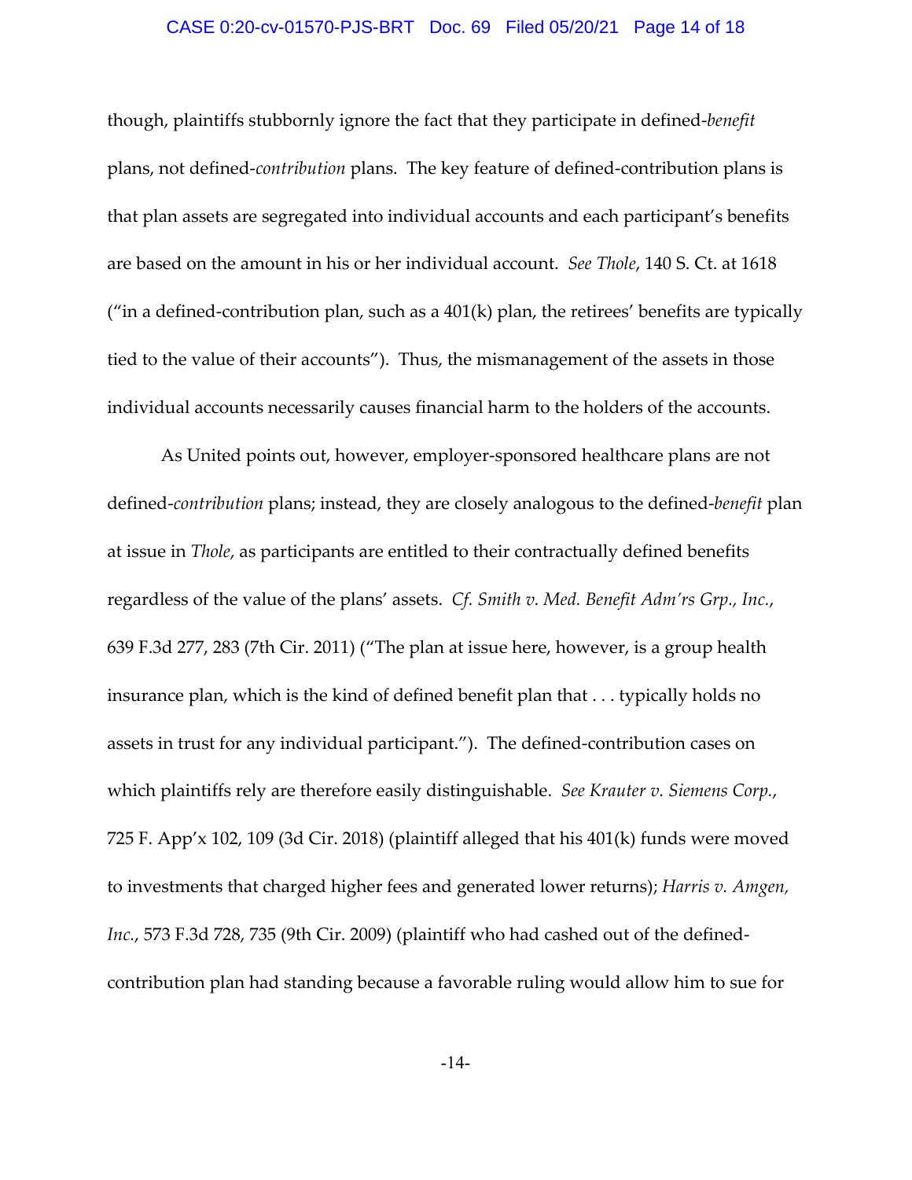though, plaintiffs stubbornly ignore the fact that they participate in defined-*benefit* plans, not defined-*contribution* plans. The key feature of defined-contribution plans is that plan assets are segregated into individual accounts and each participant's benefits are based on the amount in his or her individual account. *See Thole*, 140 S. Ct. at 1618 ("in a defined-contribution plan, such as a 401(k) plan, the retirees' benefits are typically tied to the value of their accounts"). Thus, the mismanagement of the assets in those individual accounts necessarily causes financial harm to the holders of the accounts.

As United points out, however, employer-sponsored healthcare plans are not defined-*contribution* plans; instead, they are closely analogous to the defined-*benefit* plan at issue in *Thole*, as participants are entitled to their contractually defined benefits regardless of the value of the plans' assets. *Cf. Smith v. Med. Benefit Adm'rs Grp., Inc.*, 639 F.3d 277, 283 (7th Cir. 2011) ("The plan at issue here, however, is a group health insurance plan, which is the kind of defined benefit plan that . . . typically holds no assets in trust for any individual participant."). The defined-contribution cases on which plaintiffs rely are therefore easily distinguishable. *See Krauter v. Siemens Corp.*, 725 F. App'x 102, 109 (3d Cir. 2018) (plaintiff alleged that his 401(k) funds were moved to investments that charged higher fees and generated lower returns); *Harris v. Amgen, Inc.*, 573 F.3d 728, 735 (9th Cir. 2009) (plaintiff who had cashed out of the defined-contribution plan had standing because a favorable ruling would allow him to sue for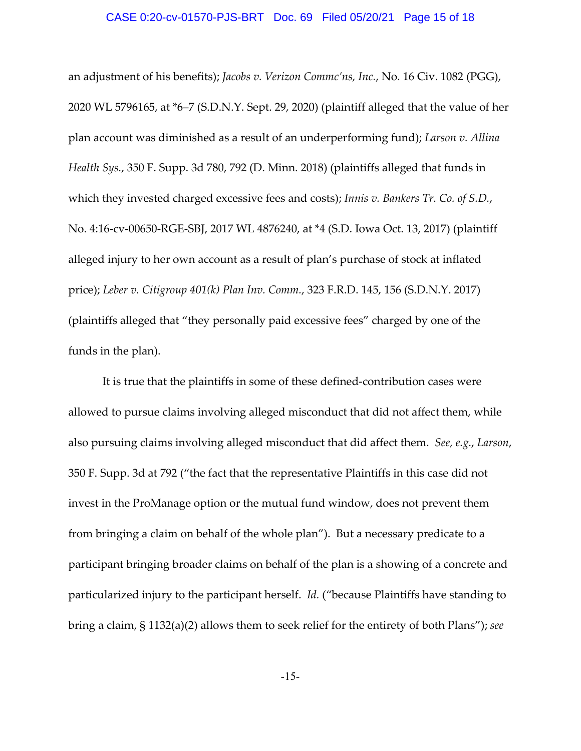an adjustment of his benefits); *Jacobs v. Verizon Commc'ns, Inc.*, No. 16 Civ. 1082 (PGG), 2020 WL 5796165, at *6–7 (S.D.N.Y. Sept. 29, 2020) (plaintiff alleged that the value of her plan account was diminished as a result of an underperforming fund); *Larson v. Allina Health Sys.*, 350 F. Supp. 3d 780, 792 (D. Minn. 2018) (plaintiffs alleged that funds in which they invested charged excessive fees and costs); *Innis v. Bankers Tr. Co. of S.D.*, No. 4:16-cv-00650-RGE-SBJ, 2017 WL 4876240, at *4 (S.D. Iowa Oct. 13, 2017) (plaintiff alleged injury to her own account as a result of plan's purchase of stock at inflated price); *Leber v. Citigroup 401(k) Plan Inv. Comm.*, 323 F.R.D. 145, 156 (S.D.N.Y. 2017) (plaintiffs alleged that "they personally paid excessive fees" charged by one of the funds in the plan).

It is true that the plaintiffs in some of these defined-contribution cases were allowed to pursue claims involving alleged misconduct that did not affect them, while also pursuing claims involving alleged misconduct that did affect them. *See, e.g.*, *Larson*, 350 F. Supp. 3d at 792 ("the fact that the representative Plaintiffs in this case did not invest in the ProManage option or the mutual fund window, does not prevent them from bringing a claim on behalf of the whole plan"). But a necessary predicate to a participant bringing broader claims on behalf of the plan is a showing of a concrete and particularized injury to the participant herself. *Id.* ("because Plaintiffs have standing to bring a claim, § 1132(a)(2) allows them to seek relief for the entirety of both Plans"); *see*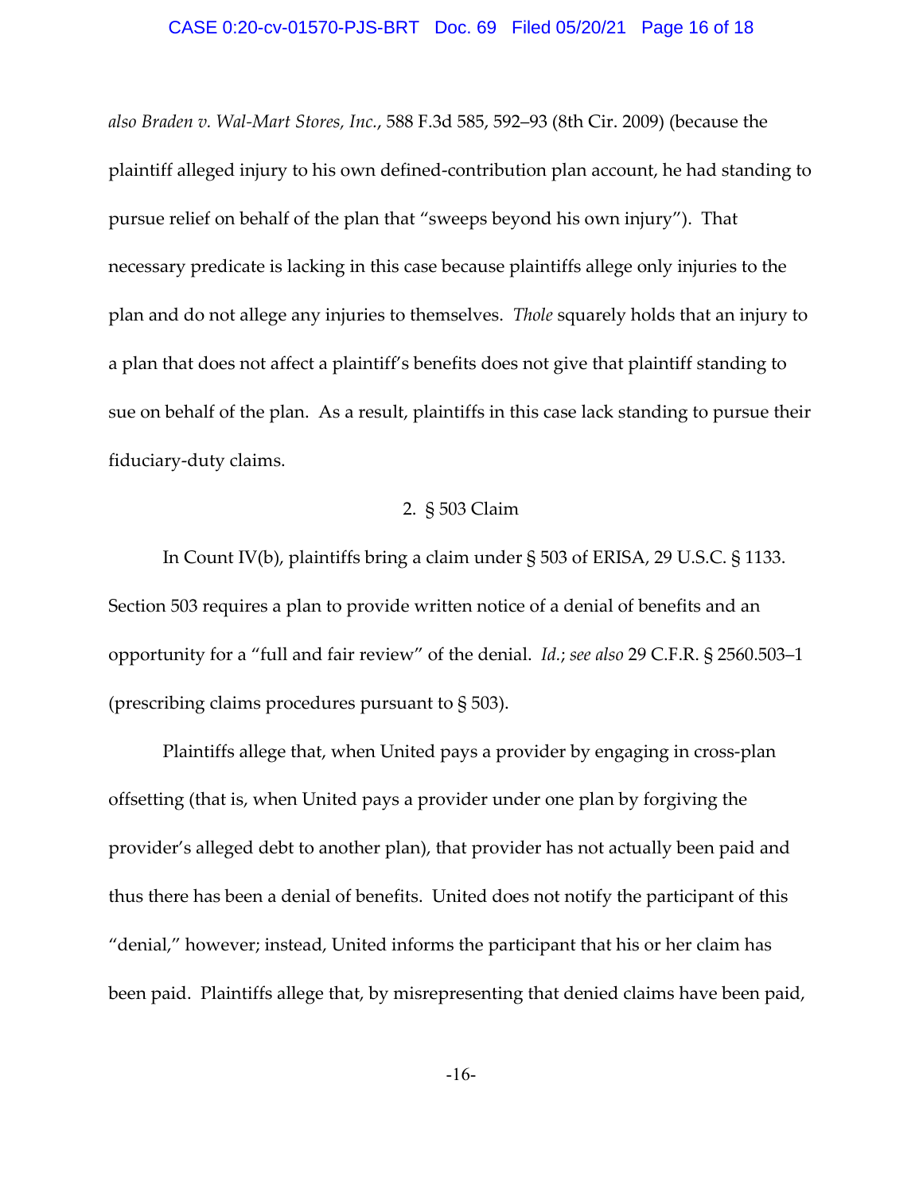*also Braden v. Wal-Mart Stores, Inc.*, 588 F.3d 585, 592–93 (8th Cir. 2009) (because the plaintiff alleged injury to his own defined-contribution plan account, he had standing to pursue relief on behalf of the plan that "sweeps beyond his own injury"). That necessary predicate is lacking in this case because plaintiffs allege only injuries to the plan and do not allege any injuries to themselves. *Thole* squarely holds that an injury to a plan that does not affect a plaintiff's benefits does not give that plaintiff standing to sue on behalf of the plan. As a result, plaintiffs in this case lack standing to pursue their fiduciary-duty claims.

2. § 503 Claim

In Count IV(b), plaintiffs bring a claim under § 503 of ERISA, 29 U.S.C. § 1133. Section 503 requires a plan to provide written notice of a denial of benefits and an opportunity for a "full and fair review" of the denial. *Id.*; *see also* 29 C.F.R. § 2560.503–1 (prescribing claims procedures pursuant to § 503).

Plaintiffs allege that, when United pays a provider by engaging in cross-plan offsetting (that is, when United pays a provider under one plan by forgiving the provider's alleged debt to another plan), that provider has not actually been paid and thus there has been a denial of benefits. United does not notify the participant of this "denial," however; instead, United informs the participant that his or her claim has been paid. Plaintiffs allege that, by misrepresenting that denied claims have been paid,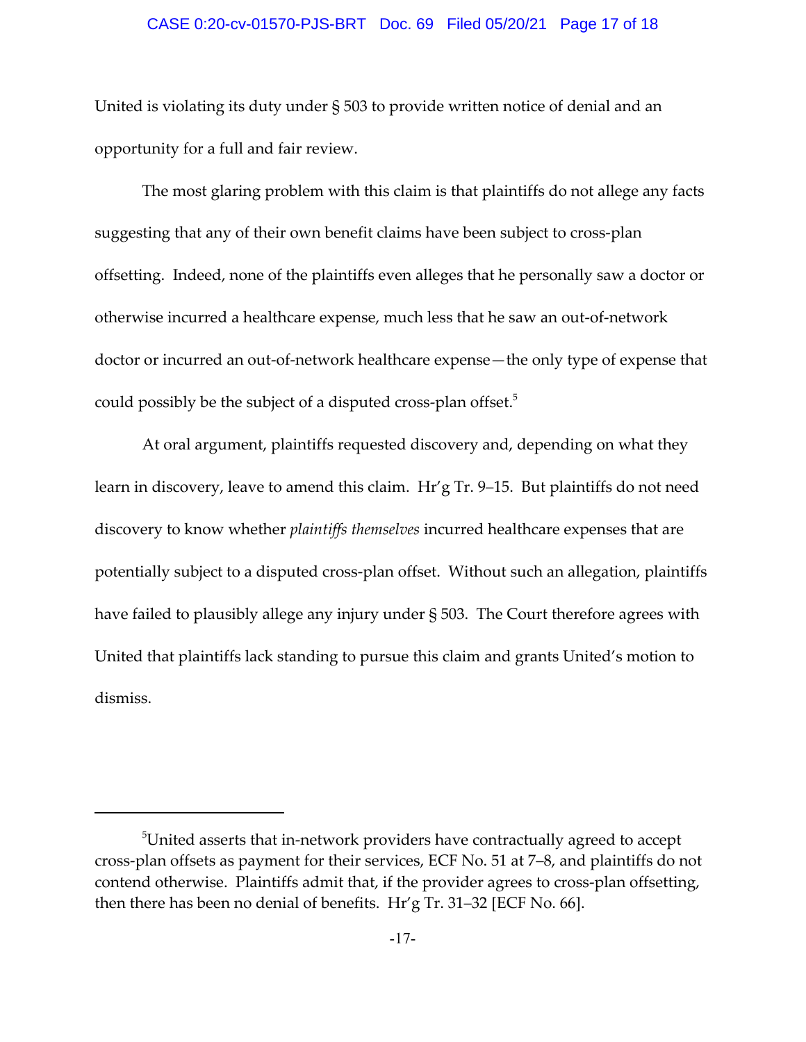United is violating its duty under § 503 to provide written notice of denial and an opportunity for a full and fair review.

The most glaring problem with this claim is that plaintiffs do not allege any facts suggesting that any of their own benefit claims have been subject to cross-plan offsetting. Indeed, none of the plaintiffs even alleges that he personally saw a doctor or otherwise incurred a healthcare expense, much less that he saw an out-of-network doctor or incurred an out-of-network healthcare expense—the only type of expense that could possibly be the subject of a disputed cross-plan offset.[5]

At oral argument, plaintiffs requested discovery and, depending on what they learn in discovery, leave to amend this claim. Hr'g Tr. 9–15. But plaintiffs do not need discovery to know whether *plaintiffs themselves* incurred healthcare expenses that are potentially subject to a disputed cross-plan offset. Without such an allegation, plaintiffs have failed to plausibly allege any injury under § 503. The Court therefore agrees with United that plaintiffs lack standing to pursue this claim and grants United's motion to dismiss.

---

[5]United asserts that in-network providers have contractually agreed to accept cross-plan offsets as payment for their services, ECF No. 51 at 7–8, and plaintiffs do not contend otherwise. Plaintiffs admit that, if the provider agrees to cross-plan offsetting, then there has been no denial of benefits. Hr'g Tr. 31–32 [ECF No. 66].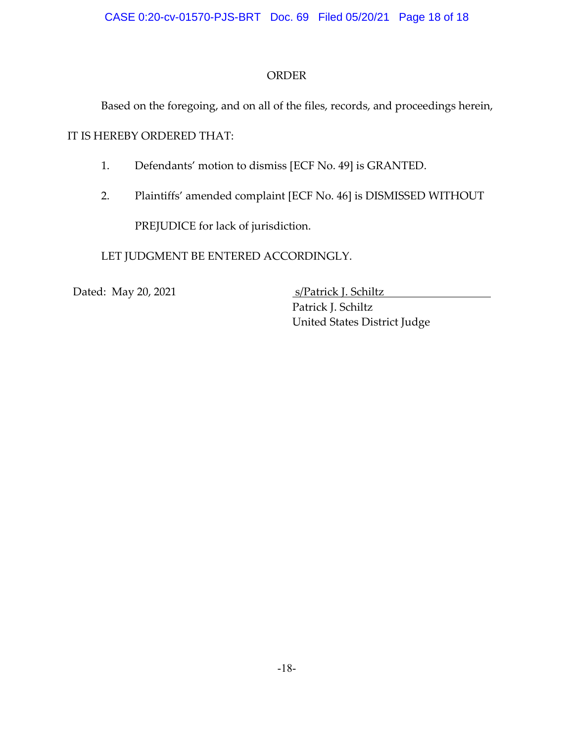## ORDER

Based on the foregoing, and on all of the files, records, and proceedings herein,

IT IS HEREBY ORDERED THAT:

1. Defendants' motion to dismiss [ECF No. 49] is GRANTED.

2. Plaintiffs' amended complaint [ECF No. 46] is DISMISSED WITHOUT PREJUDICE for lack of jurisdiction.

LET JUDGMENT BE ENTERED ACCORDINGLY.

Dated: May 20, 2021

s/Patrick J. Schiltz
Patrick J. Schiltz
United States District Judge